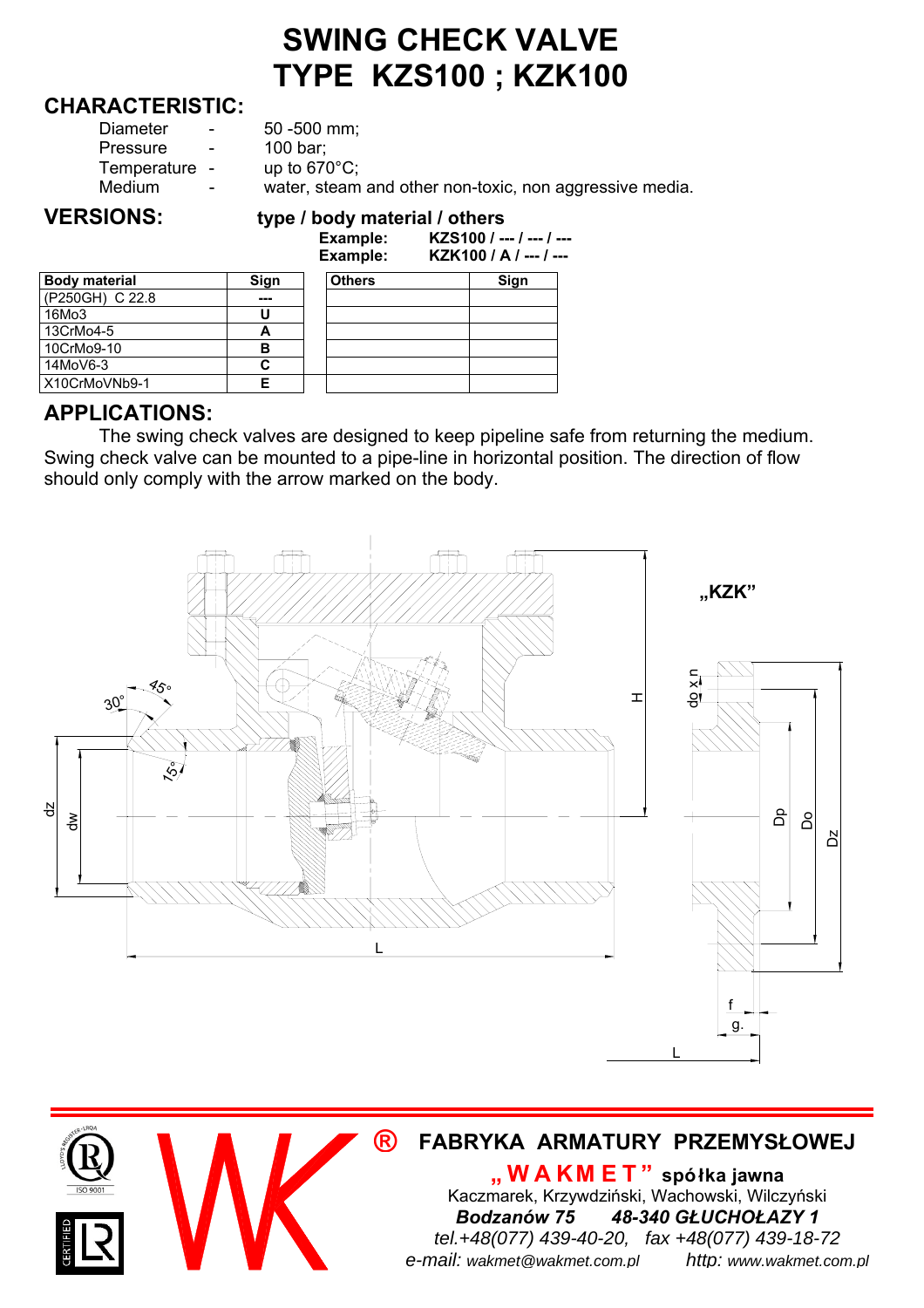# SWING CHECK VALVE
# TYPE KZS100 ; KZK100

## CHARACTERISTIC:

| | | |
|---|---|---|
| Diameter | - | 50 -500 mm; |
| Pressure | - | 100 bar; |
| Temperature | - | up to 670°C; |
| Medium | - | water, steam and other non-toxic, non aggressive media. |

## VERSIONS:

**type / body material / others**

**Example: KZS100 / --- / --- / ---**
**Example: KZK100 / A / --- / ---**

| Body material | Sign |
|---|---|
| (P250GH) C 22.8 | --- |
| 16Mo3 | U |
| 13CrMo4-5 | A |
| 10CrMo9-10 | B |
| 14MoV6-3 | C |
| X10CrMoVNb9-1 | E |

| Others | Sign |
|---|---|
| | |
| | |
| | |
| | |
| | |

## APPLICATIONS:

The swing check valves are designed to keep pipeline safe from returning the medium. Swing check valve can be mounted to a pipe-line in horizontal position. The direction of flow should only comply with the arrow marked on the body.

„KZK"

**FABRYKA ARMATURY PRZEMYSŁOWEJ**
**„WAKMET" spółka jawna**
Kaczmarek, Krzywdziński, Wachowski, Wilczyński
***Bodzanów 75 48-340 GŁUCHOŁAZY 1***
*tel.+48(077) 439-40-20, fax +48(077) 439-18-72*
*e-mail: wakmet@wakmet.com.pl http: www.wakmet.com.pl*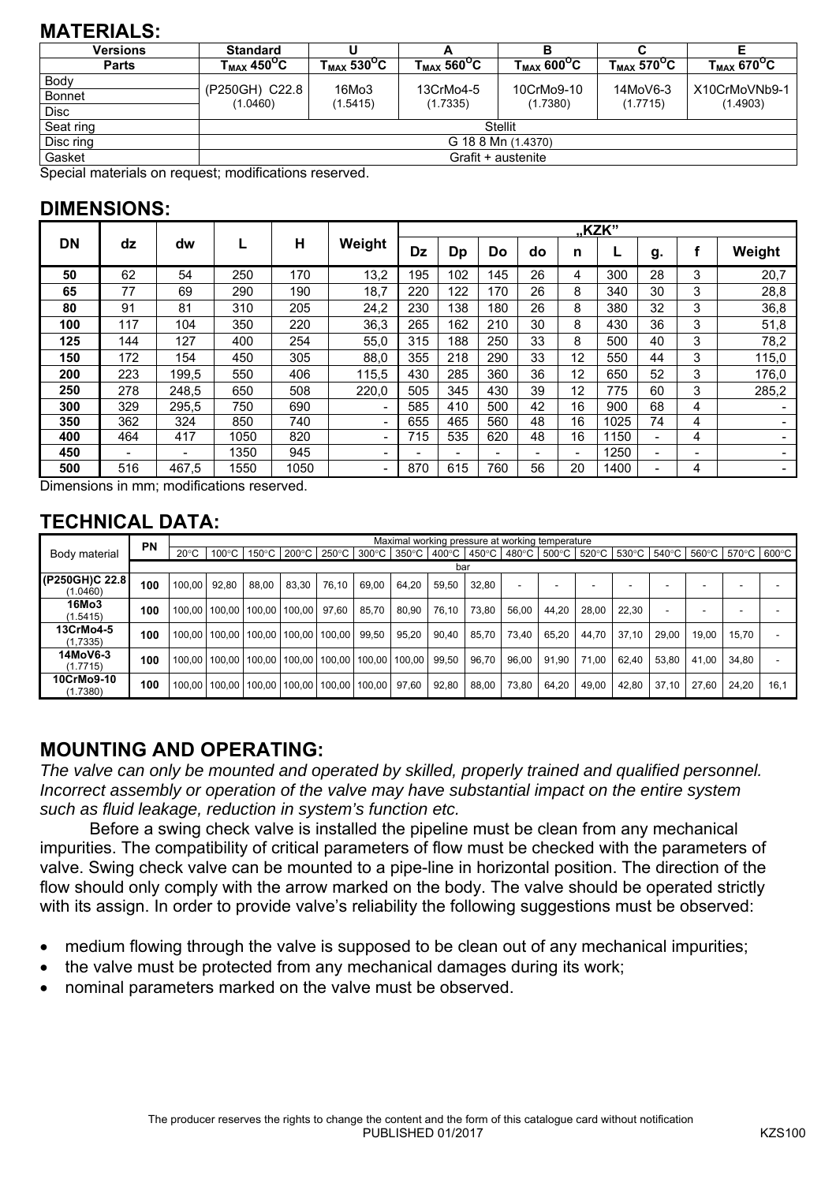## MATERIALS:

| Versions | Standard | U | A | B | C | E |
|---|---|---|---|---|---|---|
| Parts | $T_{MAX}$ 450°C | $T_{MAX}$ 530°C | $T_{MAX}$ 560°C | $T_{MAX}$ 600°C | $T_{MAX}$ 570°C | $T_{MAX}$ 670°C |
| Body | (P250GH) C22.8 (1.0460) | 16Mo3 (1.5415) | 13CrMo4-5 (1.7335) | 10CrMo9-10 (1.7380) | 14MoV6-3 (1.7715) | X10CrMoVNb9-1 (1.4903) |
| Bonnet | | | | | | |
| Disc | | | | | | |
| Seat ring | Stellit | | | | | |
| Disc ring | G 18 8 Mn (1.4370) | | | | | |
| Gasket | Grafit + austenite | | | | | |

Special materials on request; modifications reserved.

## DIMENSIONS:

| DN | dz | dw | L | H | Weight | „KZK" Dz | Dp | Do | do | n | L | g. | f | Weight |
|---|---|---|---|---|---|---|---|---|---|---|---|---|---|---|
| 50 | 62 | 54 | 250 | 170 | 13,2 | 195 | 102 | 145 | 26 | 4 | 300 | 28 | 3 | 20,7 |
| 65 | 77 | 69 | 290 | 190 | 18,7 | 220 | 122 | 170 | 26 | 8 | 340 | 30 | 3 | 28,8 |
| 80 | 91 | 81 | 310 | 205 | 24,2 | 230 | 138 | 180 | 26 | 8 | 380 | 32 | 3 | 36,8 |
| 100 | 117 | 104 | 350 | 220 | 36,3 | 265 | 162 | 210 | 30 | 8 | 430 | 36 | 3 | 51,8 |
| 125 | 144 | 127 | 400 | 254 | 55,0 | 315 | 188 | 250 | 33 | 8 | 500 | 40 | 3 | 78,2 |
| 150 | 172 | 154 | 450 | 305 | 88,0 | 355 | 218 | 290 | 33 | 12 | 550 | 44 | 3 | 115,0 |
| 200 | 223 | 199,5 | 550 | 406 | 115,5 | 430 | 285 | 360 | 36 | 12 | 650 | 52 | 3 | 176,0 |
| 250 | 278 | 248,5 | 650 | 508 | 220,0 | 505 | 345 | 430 | 39 | 12 | 775 | 60 | 3 | 285,2 |
| 300 | 329 | 295,5 | 750 | 690 | - | 585 | 410 | 500 | 42 | 16 | 900 | 68 | 4 | - |
| 350 | 362 | 324 | 850 | 740 | - | 655 | 465 | 560 | 48 | 16 | 1025 | 74 | 4 | - |
| 400 | 464 | 417 | 1050 | 820 | - | 715 | 535 | 620 | 48 | 16 | 1150 | - | 4 | - |
| 450 | - | - | 1350 | 945 | - | - | - | - | - | - | 1250 | - | - | - |
| 500 | 516 | 467,5 | 1550 | 1050 | - | 870 | 615 | 760 | 56 | 20 | 1400 | - | 4 | - |

Dimensions in mm; modifications reserved.

## TECHNICAL DATA:

| Body material | PN | Maximal working pressure at working temperature 20°C | 100°C | 150°C | 200°C | 250°C | 300°C | 350°C | 400°C | 450°C | 480°C | 500°C | 520°C | 530°C | 540°C | 560°C | 570°C | 600°C |
|---|---|---|---|---|---|---|---|---|---|---|---|---|---|---|---|---|---|---|
| | | bar | | | | | | | | | | | | | | | | |
| (P250GH)C 22.8 (1.0460) | 100 | 100,00 | 92,80 | 88,00 | 83,30 | 76,10 | 69,00 | 64,20 | 59,50 | 32,80 | - | - | - | - | - | - | - | - |
| 16Mo3 (1.5415) | 100 | 100,00 | 100,00 | 100,00 | 100,00 | 97,60 | 85,70 | 80,90 | 76,10 | 73,80 | 56,00 | 44,20 | 28,00 | 22,30 | - | - | - | - |
| 13CrMo4-5 (1,7335) | 100 | 100,00 | 100,00 | 100,00 | 100,00 | 100,00 | 99,50 | 95,20 | 90,40 | 85,70 | 73,40 | 65,20 | 44,70 | 37,10 | 29,00 | 19,00 | 15,70 | - |
| 14MoV6-3 (1.7715) | 100 | 100,00 | 100,00 | 100,00 | 100,00 | 100,00 | 100,00 | 100,00 | 99,50 | 96,70 | 96,00 | 91,90 | 71,00 | 62,40 | 53,80 | 41,00 | 34,80 | - |
| 10CrMo9-10 (1.7380) | 100 | 100,00 | 100,00 | 100,00 | 100,00 | 100,00 | 100,00 | 97,60 | 92,80 | 88,00 | 73,80 | 64,20 | 49,00 | 42,80 | 37,10 | 27,60 | 24,20 | 16,1 |

## MOUNTING AND OPERATING:

*The valve can only be mounted and operated by skilled, properly trained and qualified personnel. Incorrect assembly or operation of the valve may have substantial impact on the entire system such as fluid leakage, reduction in system's function etc.*

Before a swing check valve is installed the pipeline must be clean from any mechanical impurities. The compatibility of critical parameters of flow must be checked with the parameters of valve. Swing check valve can be mounted to a pipe-line in horizontal position. The direction of the flow should only comply with the arrow marked on the body. The valve should be operated strictly with its assign. In order to provide valve's reliability the following suggestions must be observed:

- medium flowing through the valve is supposed to be clean out of any mechanical impurities;
- the valve must be protected from any mechanical damages during its work;
- nominal parameters marked on the valve must be observed.

The producer reserves the rights to change the content and the form of this catalogue card without notification
PUBLISHED 01/2017